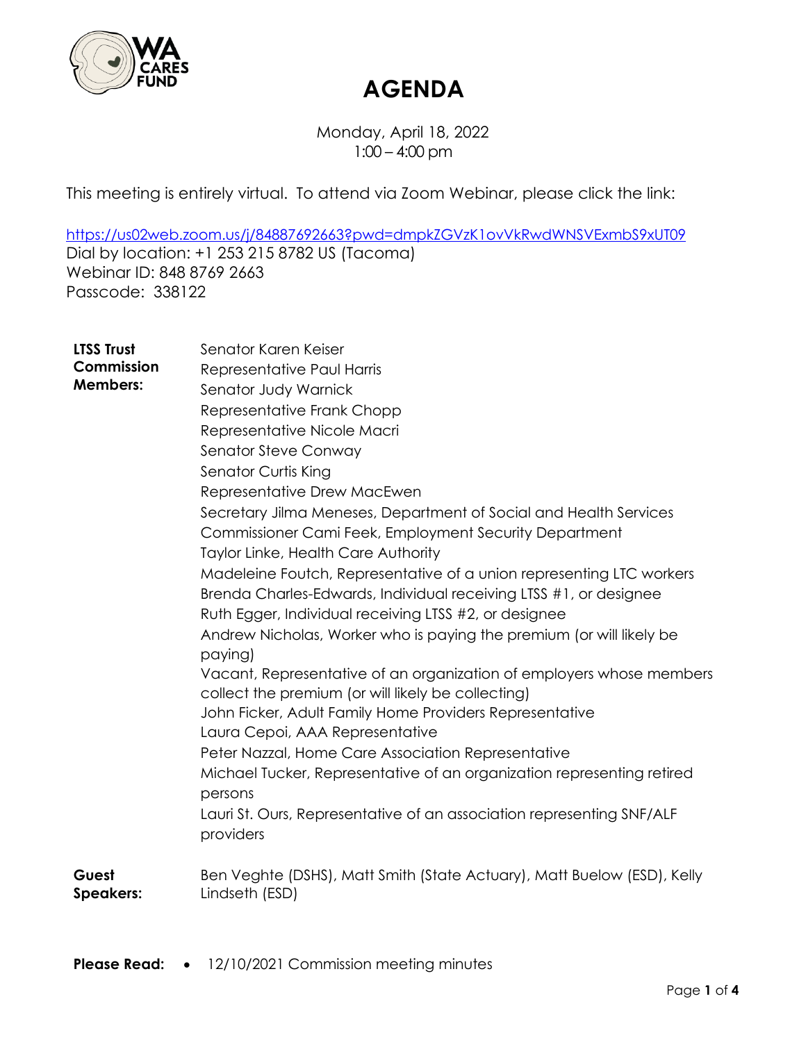# AGENDA

Monday, April 18, 2022
1:00 – 4:00 pm

This meeting is entirely virtual. To attend via Zoom Webinar, please click the link:

https://us02web.zoom.us/j/84887692663?pwd=dmpkZGVzK1ovVkRwdWNSVExmbS9xUT09
Dial by location: +1 253 215 8782 US (Tacoma)
Webinar ID: 848 8769 2663
Passcode: 338122

**LTSS Trust Commission Members:**

Senator Karen Keiser
Representative Paul Harris
Senator Judy Warnick
Representative Frank Chopp
Representative Nicole Macri
Senator Steve Conway
Senator Curtis King
Representative Drew MacEwen
Secretary Jilma Meneses, Department of Social and Health Services
Commissioner Cami Feek, Employment Security Department
Taylor Linke, Health Care Authority
Madeleine Foutch, Representative of a union representing LTC workers
Brenda Charles-Edwards, Individual receiving LTSS #1, or designee
Ruth Egger, Individual receiving LTSS #2, or designee
Andrew Nicholas, Worker who is paying the premium (or will likely be paying)
Vacant, Representative of an organization of employers whose members collect the premium (or will likely be collecting)
John Ficker, Adult Family Home Providers Representative
Laura Cepoi, AAA Representative
Peter Nazzal, Home Care Association Representative
Michael Tucker, Representative of an organization representing retired persons
Lauri St. Ours, Representative of an association representing SNF/ALF providers

**Guest Speakers:** Ben Veghte (DSHS), Matt Smith (State Actuary), Matt Buelow (ESD), Kelly Lindseth (ESD)

**Please Read:**

- 12/10/2021 Commission meeting minutes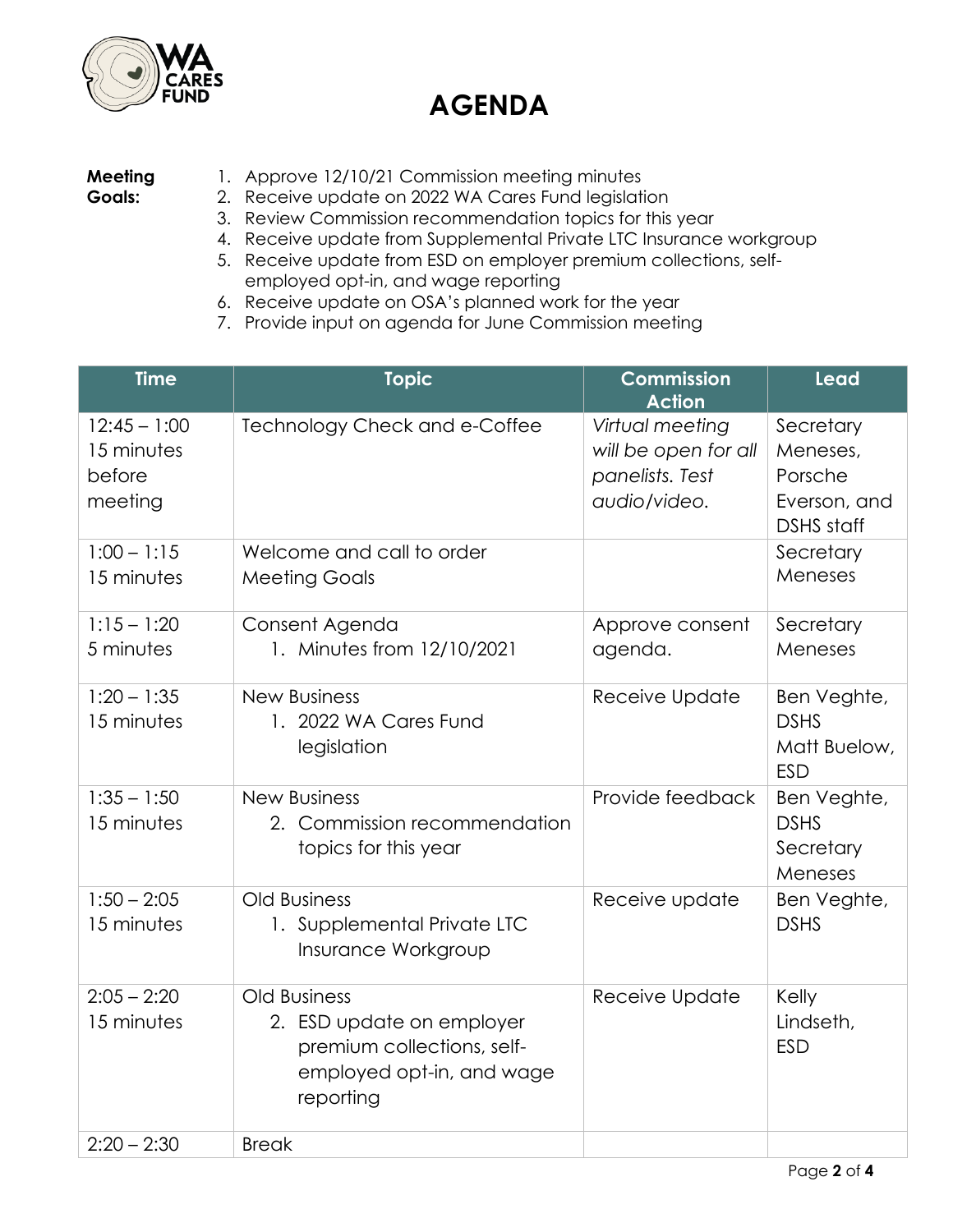# AGENDA

**Meeting Goals:**

1. Approve 12/10/21 Commission meeting minutes
2. Receive update on 2022 WA Cares Fund legislation
3. Review Commission recommendation topics for this year
4. Receive update from Supplemental Private LTC Insurance workgroup
5. Receive update from ESD on employer premium collections, self-employed opt-in, and wage reporting
6. Receive update on OSA's planned work for the year
7. Provide input on agenda for June Commission meeting

| Time | Topic | Commission Action | Lead |
|---|---|---|---|
| 12:45 – 1:00<br>15 minutes before meeting | Technology Check and e-Coffee | *Virtual meeting will be open for all panelists. Test audio/video.* | Secretary Meneses, Porsche Everson, and DSHS staff |
| 1:00 – 1:15<br>15 minutes | Welcome and call to order<br>Meeting Goals | | Secretary Meneses |
| 1:15 – 1:20<br>5 minutes | Consent Agenda<br>1. Minutes from 12/10/2021 | Approve consent agenda. | Secretary Meneses |
| 1:20 – 1:35<br>15 minutes | New Business<br>1. 2022 WA Cares Fund legislation | Receive Update | Ben Veghte, DSHS<br>Matt Buelow, ESD |
| 1:35 – 1:50<br>15 minutes | New Business<br>2. Commission recommendation topics for this year | Provide feedback | Ben Veghte, DSHS<br>Secretary Meneses |
| 1:50 – 2:05<br>15 minutes | Old Business<br>1. Supplemental Private LTC Insurance Workgroup | Receive update | Ben Veghte, DSHS |
| 2:05 – 2:20<br>15 minutes | Old Business<br>2. ESD update on employer premium collections, self-employed opt-in, and wage reporting | Receive Update | Kelly Lindseth, ESD |
| 2:20 – 2:30 | Break | | |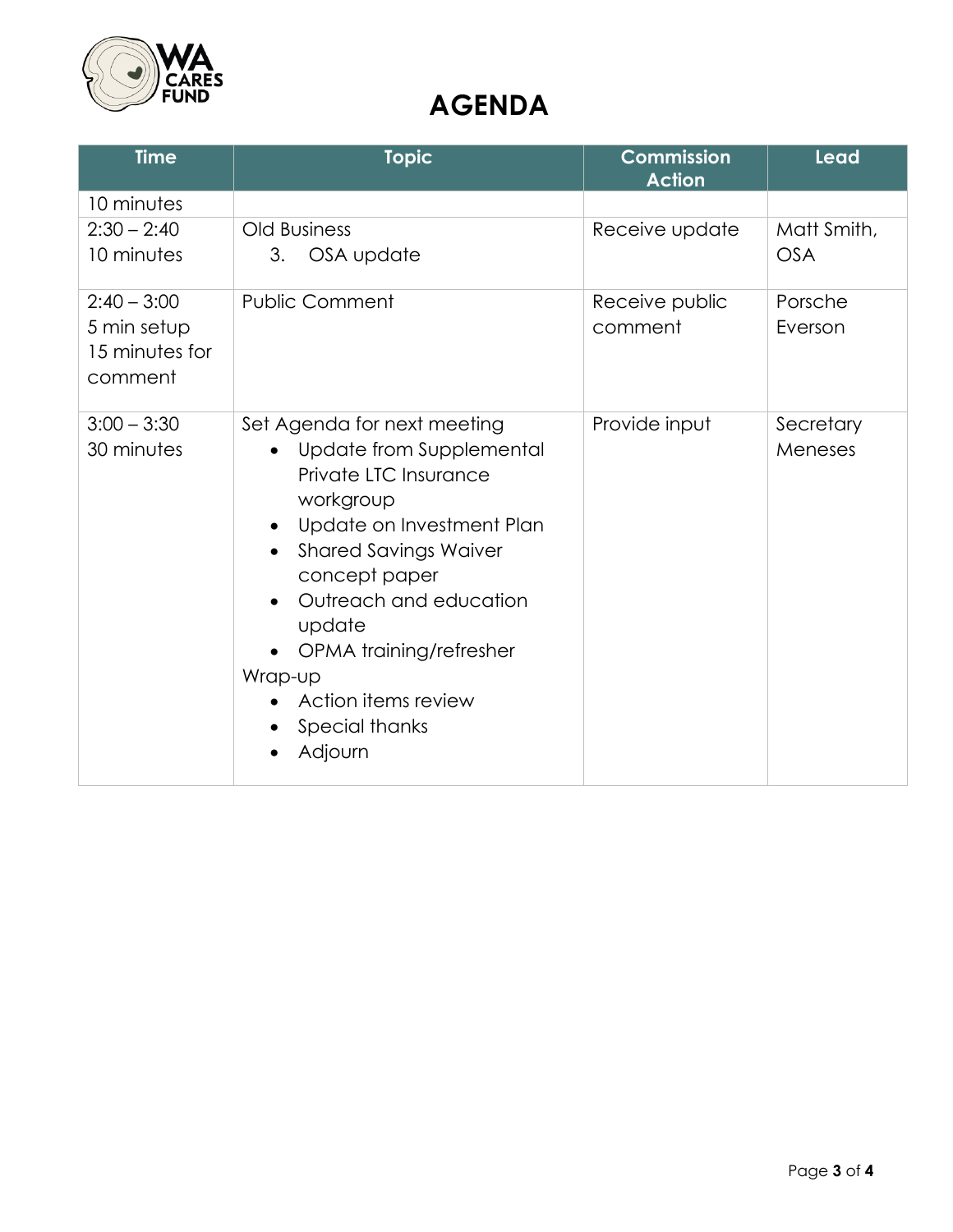# AGENDA

| Time | Topic | Commission Action | Lead |
|---|---|---|---|
| 10 minutes | | | |
| 2:30 – 2:40<br>10 minutes | Old Business<br>3. OSA update | Receive update | Matt Smith, OSA |
| 2:40 – 3:00<br>5 min setup<br>15 minutes for comment | Public Comment | Receive public comment | Porsche Everson |
| 3:00 – 3:30<br>30 minutes | Set Agenda for next meeting<br>• Update from Supplemental Private LTC Insurance workgroup<br>• Update on Investment Plan<br>• Shared Savings Waiver concept paper<br>• Outreach and education update<br>• OPMA training/refresher<br>Wrap-up<br>• Action items review<br>• Special thanks<br>• Adjourn | Provide input | Secretary Meneses |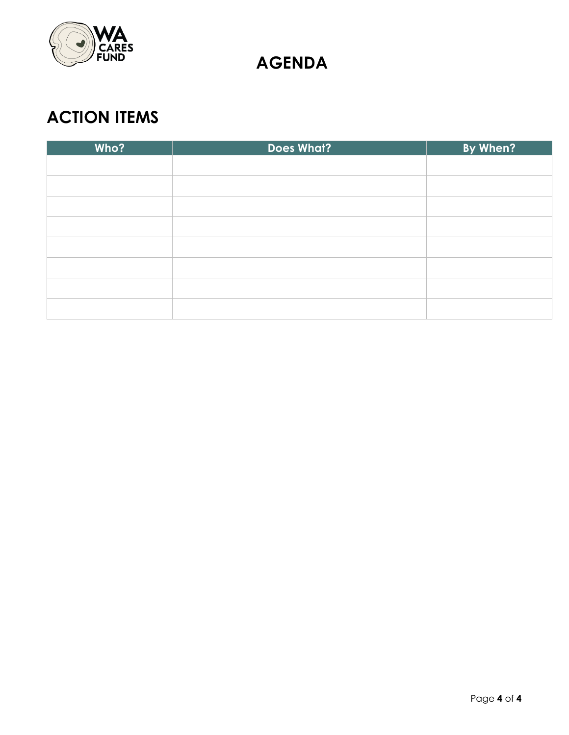## ACTION ITEMS

| Who? | Does What? | By When? |
|---|---|---|
| | | |
| | | |
| | | |
| | | |
| | | |
| | | |
| | | |
| | | |